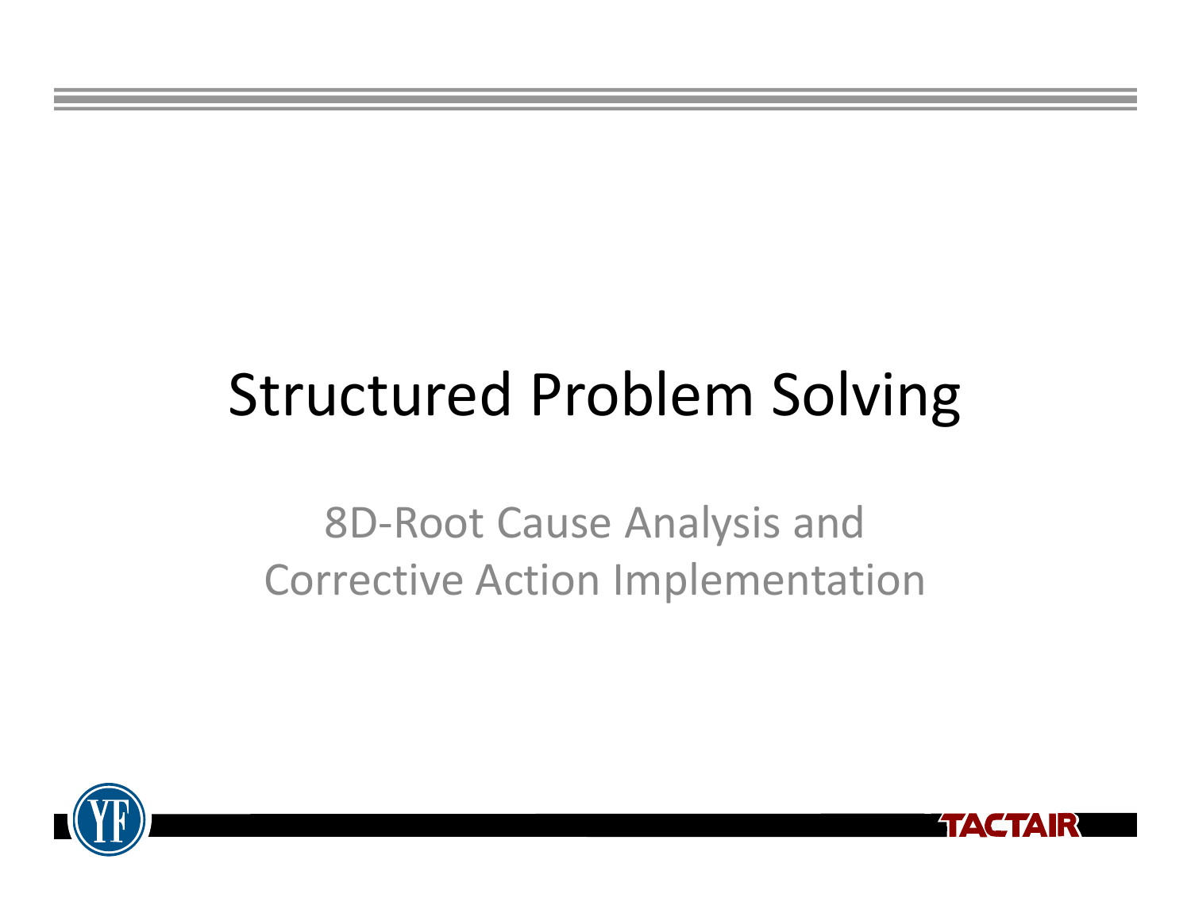# Structured Problem Solving

## 8D-Root Cause Analysis and Corrective Action Implementation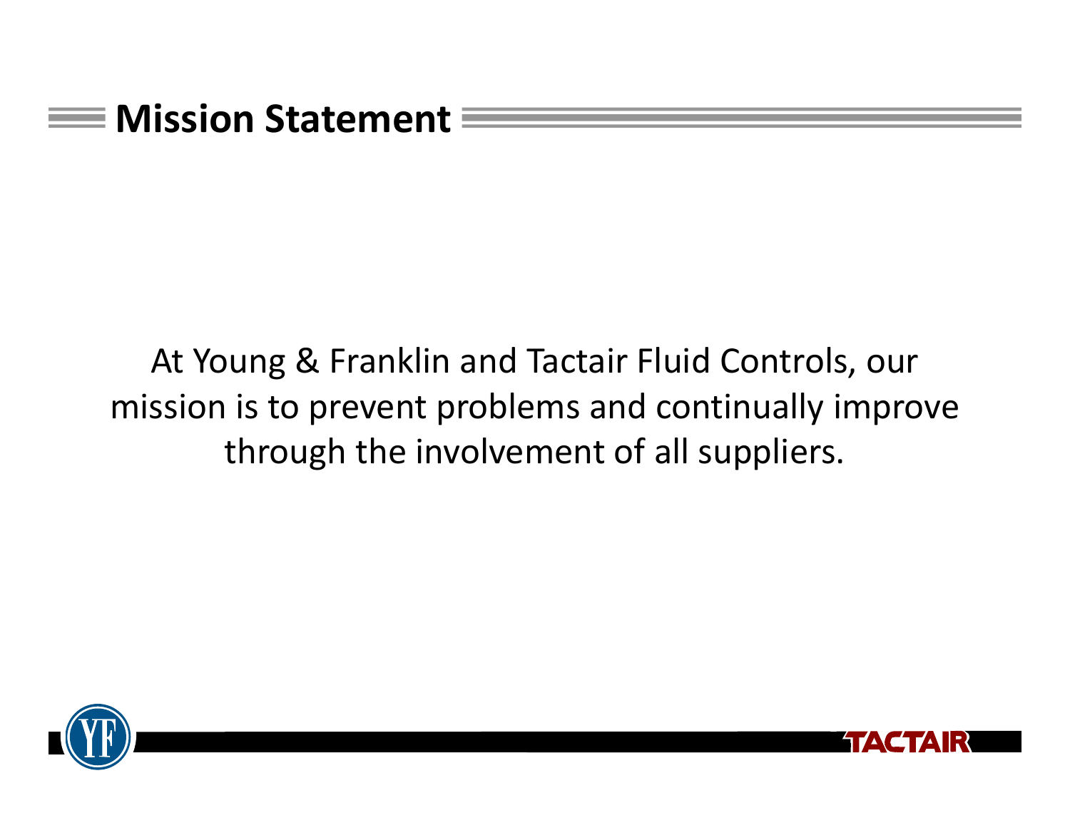# Mission Statement

At Young & Franklin and Tactair Fluid Controls, our mission is to prevent problems and continually improve through the involvement of all suppliers.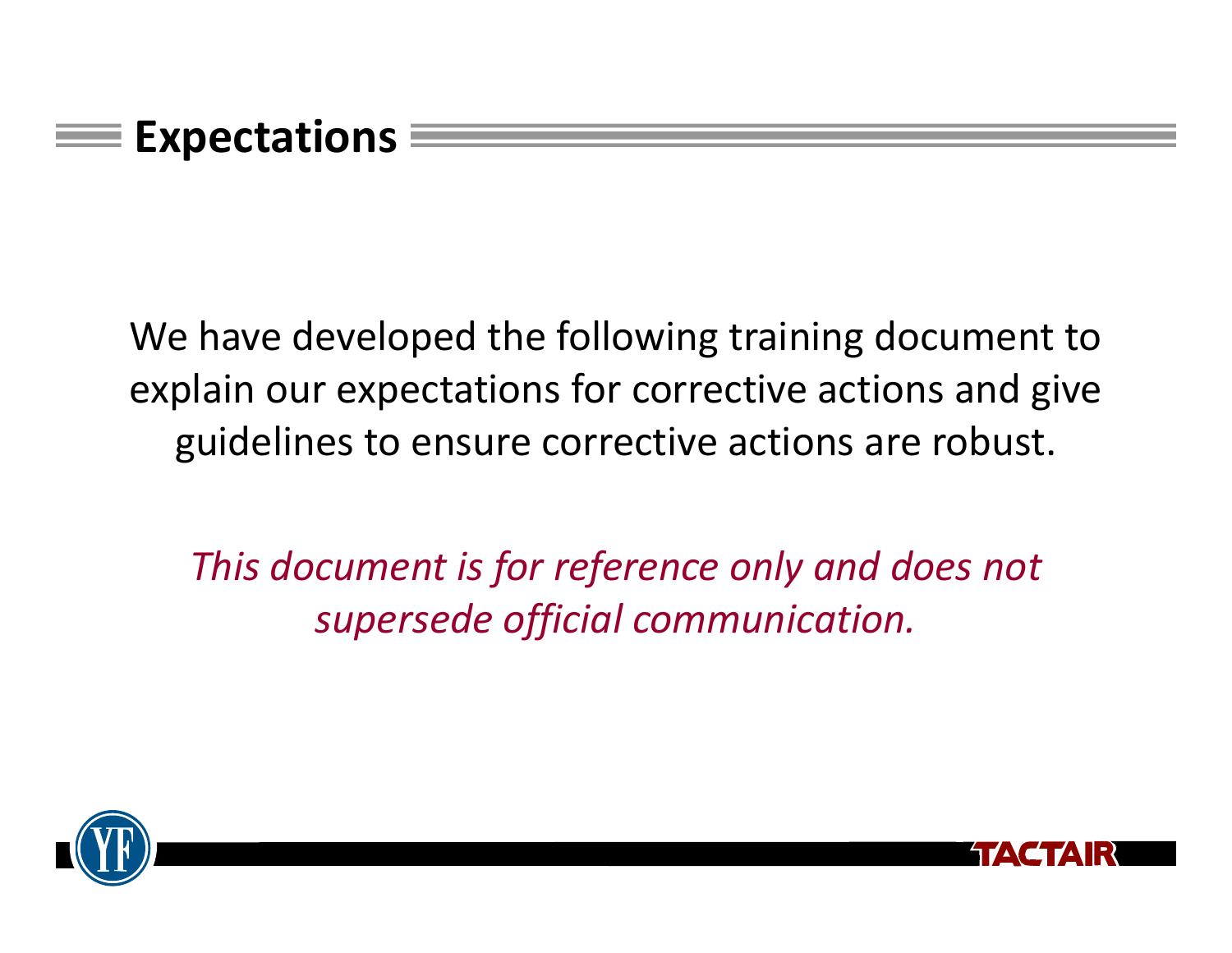## Expectations

We have developed the following training document to explain our expectations for corrective actions and give guidelines to ensure corrective actions are robust.

*This document is for reference only and does not supersede official communication.*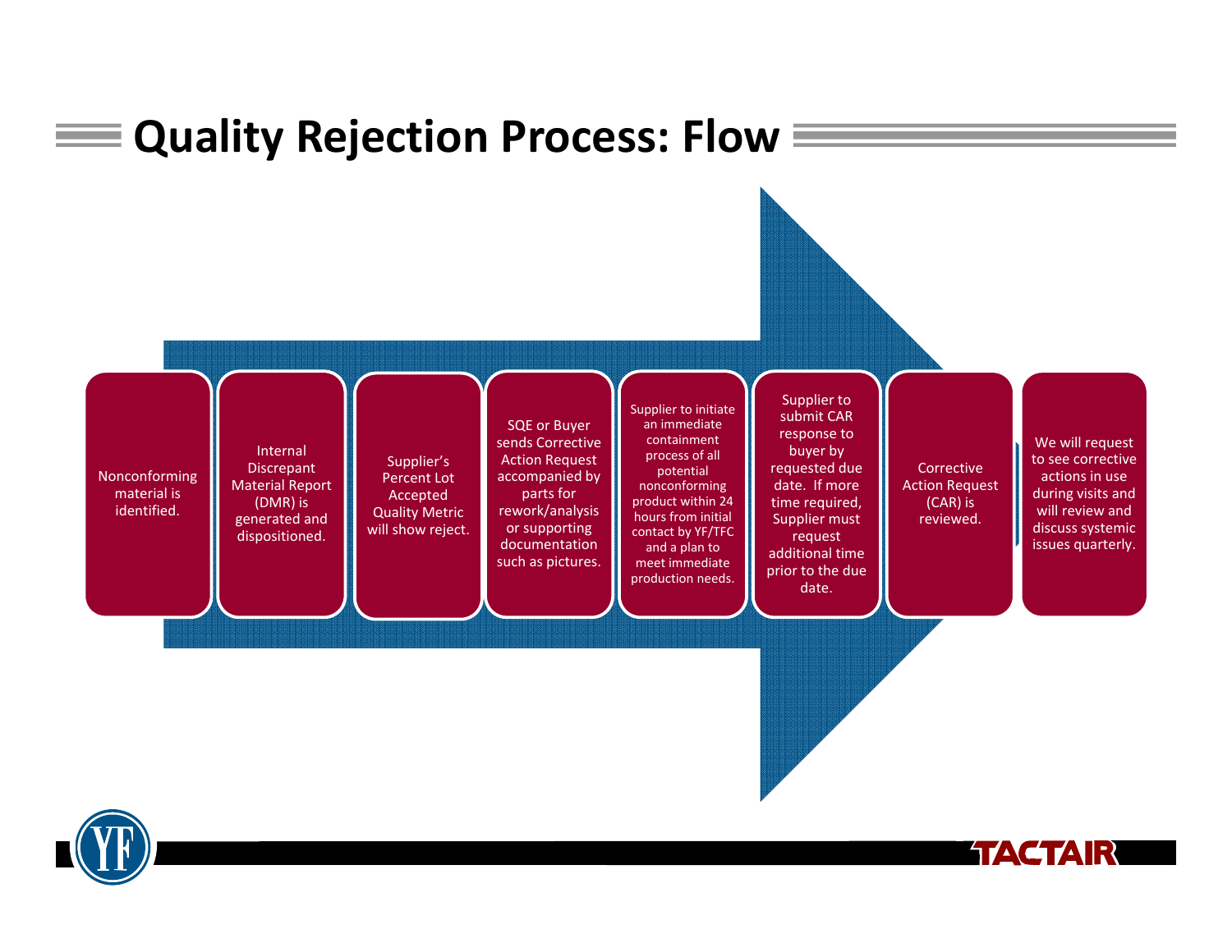# Quality Rejection Process: Flow

1. Nonconforming material is identified.
2. Internal Discrepant Material Report (DMR) is generated and dispositioned.
3. Supplier's Percent Lot Accepted Quality Metric will show reject.
4. SQE or Buyer sends Corrective Action Request accompanied by parts for rework/analysis or supporting documentation such as pictures.
5. Supplier to initiate an immediate containment process of all potential nonconforming product within 24 hours from initial contact by YF/TFC and a plan to meet immediate production needs.
6. Supplier to submit CAR response to buyer by requested due date. If more time required, Supplier must request additional time prior to the due date.
7. Corrective Action Request (CAR) is reviewed.
8. We will request to see corrective actions in use during visits and will review and discuss systemic issues quarterly.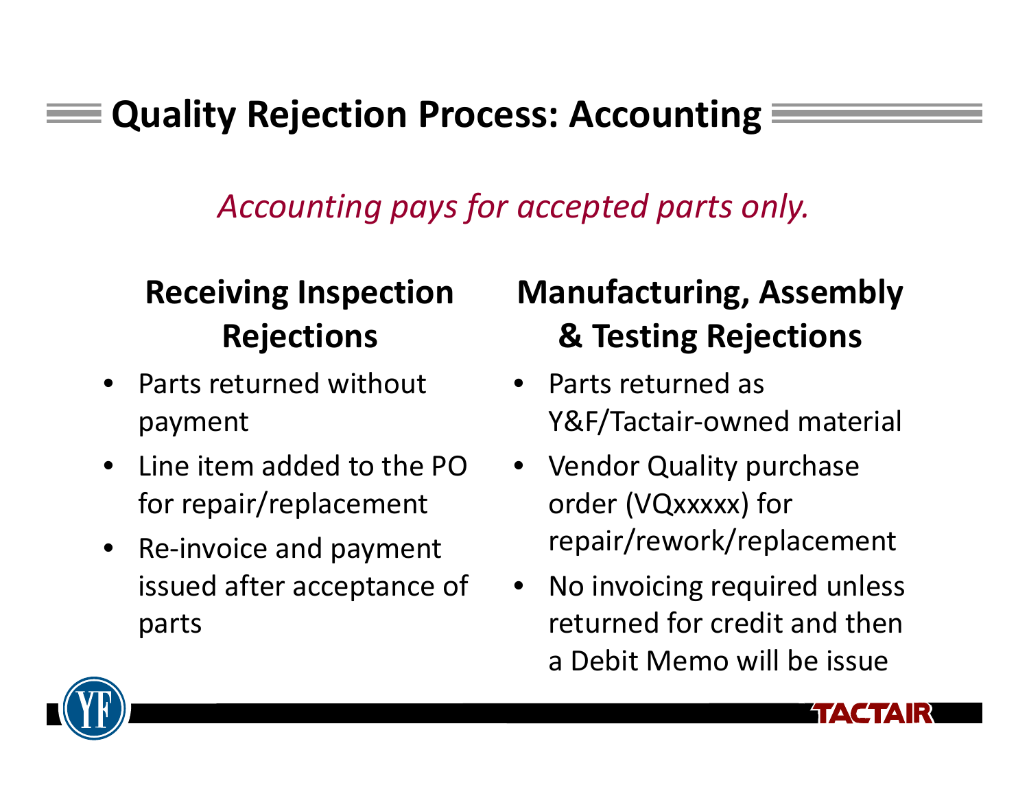# Quality Rejection Process: Accounting

*Accounting pays for accepted parts only.*

## Receiving Inspection Rejections

- Parts returned without payment
- Line item added to the PO for repair/replacement
- Re-invoice and payment issued after acceptance of parts

## Manufacturing, Assembly & Testing Rejections

- Parts returned as Y&F/Tactair-owned material
- Vendor Quality purchase order (VQxxxxx) for repair/rework/replacement
- No invoicing required unless returned for credit and then a Debit Memo will be issue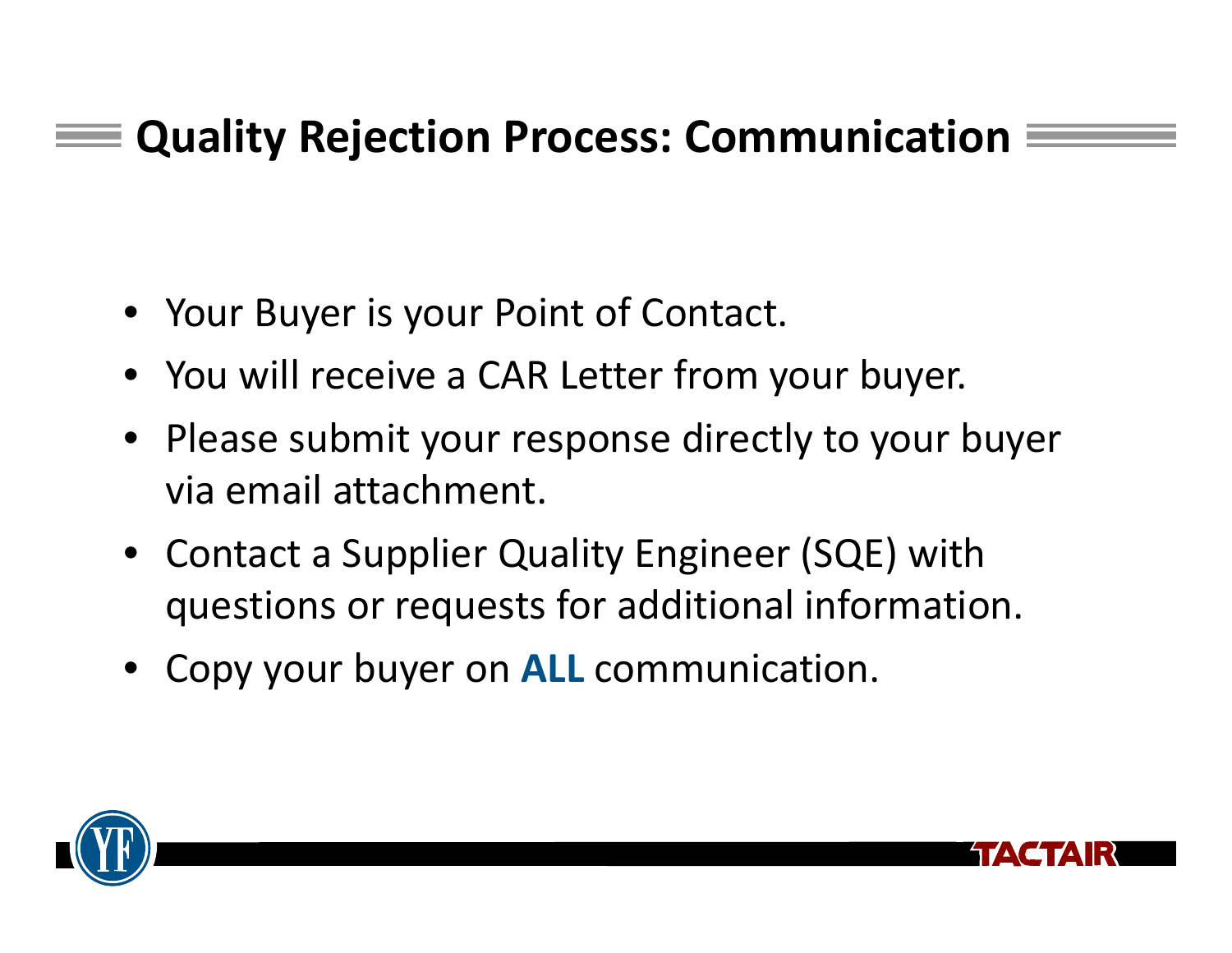# Quality Rejection Process: Communication

- Your Buyer is your Point of Contact.
- You will receive a CAR Letter from your buyer.
- Please submit your response directly to your buyer via email attachment.
- Contact a Supplier Quality Engineer (SQE) with questions or requests for additional information.
- Copy your buyer on **ALL** communication.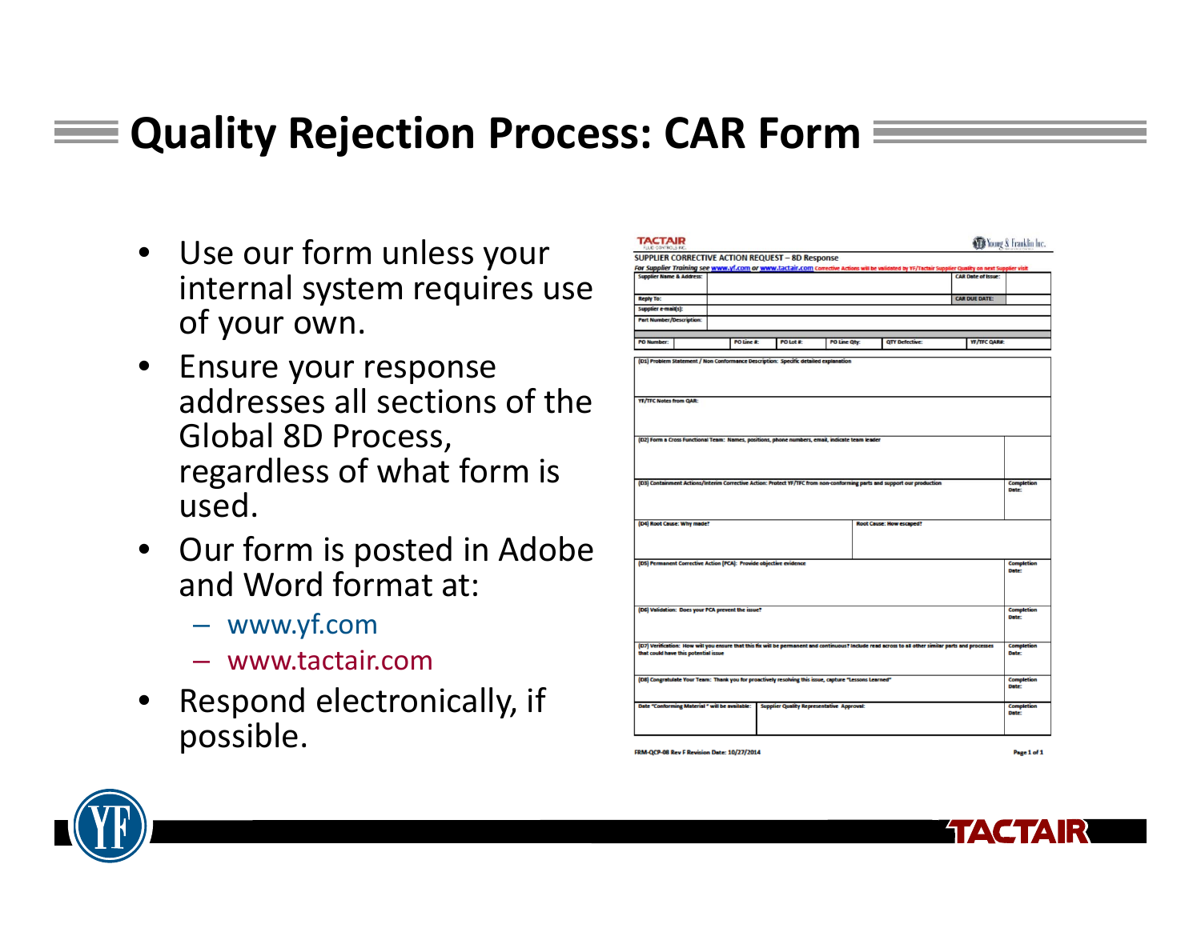# Quality Rejection Process: CAR Form

- Use our form unless your internal system requires use of your own.
- Ensure your response addresses all sections of the Global 8D Process, regardless of what form is used.
- Our form is posted in Adobe and Word format at:
  - www.yf.com
  - www.tactair.com
- Respond electronically, if possible.

TACTAIR FLUID CONTROLS INC. — Young & Franklin Inc.

SUPPLIER CORRECTIVE ACTION REQUEST – 8D Response

*For Supplier Training see www.yf.com or www.tactair.com* Corrective Actions will be validated by YF/Tactair Supplier Quality on next Supplier visit

| Supplier Name & Address: | | CAR Date of Issue: | |
|---|---|---|---|
| Reply To: | | CAR DUE DATE: | |
| Supplier e-mail(s): | | | |
| Part Number/Description: | | | |

| PO Number: | | PO Line #: | PO Lot #: | PO Line Qty: | QTY Defective: | YF/TFC QAR#: |
|---|---|---|---|---|---|---|

| Section | | |
|---|---|---|
| (D1) Problem Statement / Non Conformance Description: Specific detailed explanation | | |
| YF/TFC Notes from QAR: | | |
| (D2) Form a Cross Functional Team: Names, positions, phone numbers, email, indicate team leader | | |
| (D3) Containment Actions/Interim Corrective Action: Protect YF/TFC from non-conforming parts and support our production | | Completion Date: |
| (D4) Root Cause: Why made? | Root Cause: How escaped? | |
| (D5) Permanent Corrective Action (PCA): Provide objective evidence | | Completion Date: |
| (D6) Validation: Does your PCA prevent the issue? | | Completion Date: |
| (D7) Verification: How will you ensure that this fix will be permanent and continuous? Include read across to all other similar parts and processes that could have this potential issue | | Completion Date: |
| (D8) Congratulate Your Team: Thank you for proactively resolving this issue, capture "Lessons Learned" | | Completion Date: |
| Date "Conforming Material" will be available: | Supplier Quality Representative Approval: | Completion Date: |

FRM-QCP-08 Rev F Revision Date: 10/27/2014 — Page 1 of 1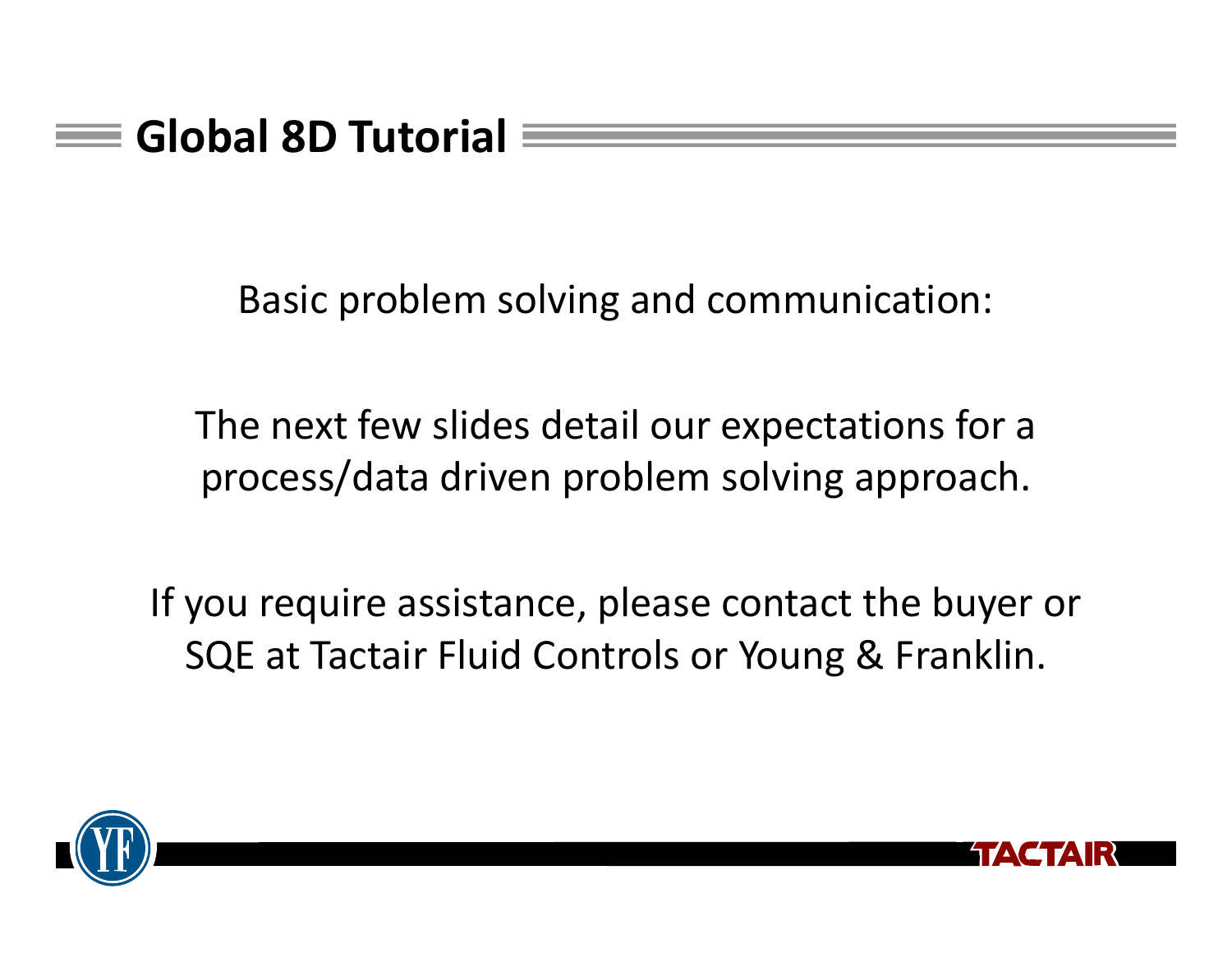# Global 8D Tutorial

Basic problem solving and communication:

The next few slides detail our expectations for a process/data driven problem solving approach.

If you require assistance, please contact the buyer or SQE at Tactair Fluid Controls or Young & Franklin.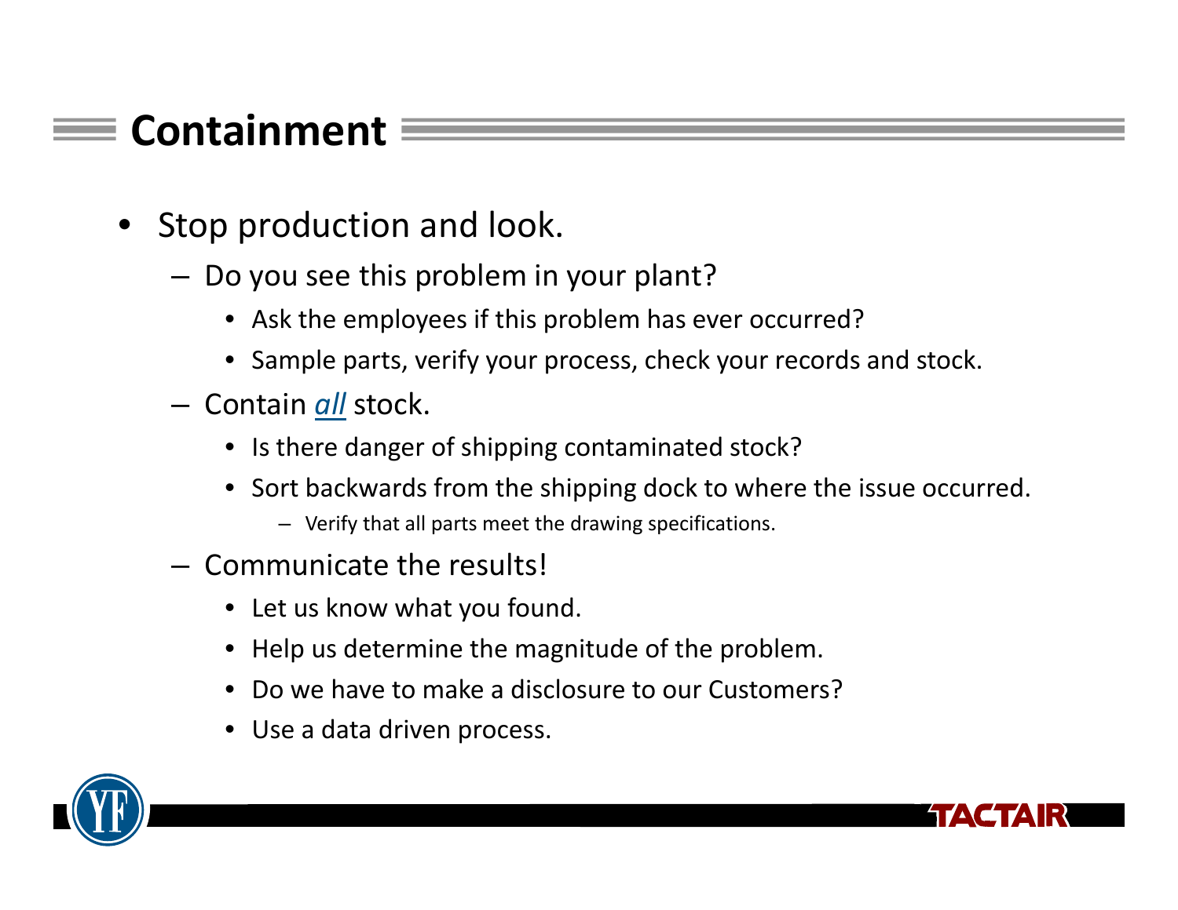## Containment

- Stop production and look.
  - Do you see this problem in your plant?
    - Ask the employees if this problem has ever occurred?
    - Sample parts, verify your process, check your records and stock.
  - Contain ***all*** stock.
    - Is there danger of shipping contaminated stock?
    - Sort backwards from the shipping dock to where the issue occurred.
      - Verify that all parts meet the drawing specifications.
  - Communicate the results!
    - Let us know what you found.
    - Help us determine the magnitude of the problem.
    - Do we have to make a disclosure to our Customers?
    - Use a data driven process.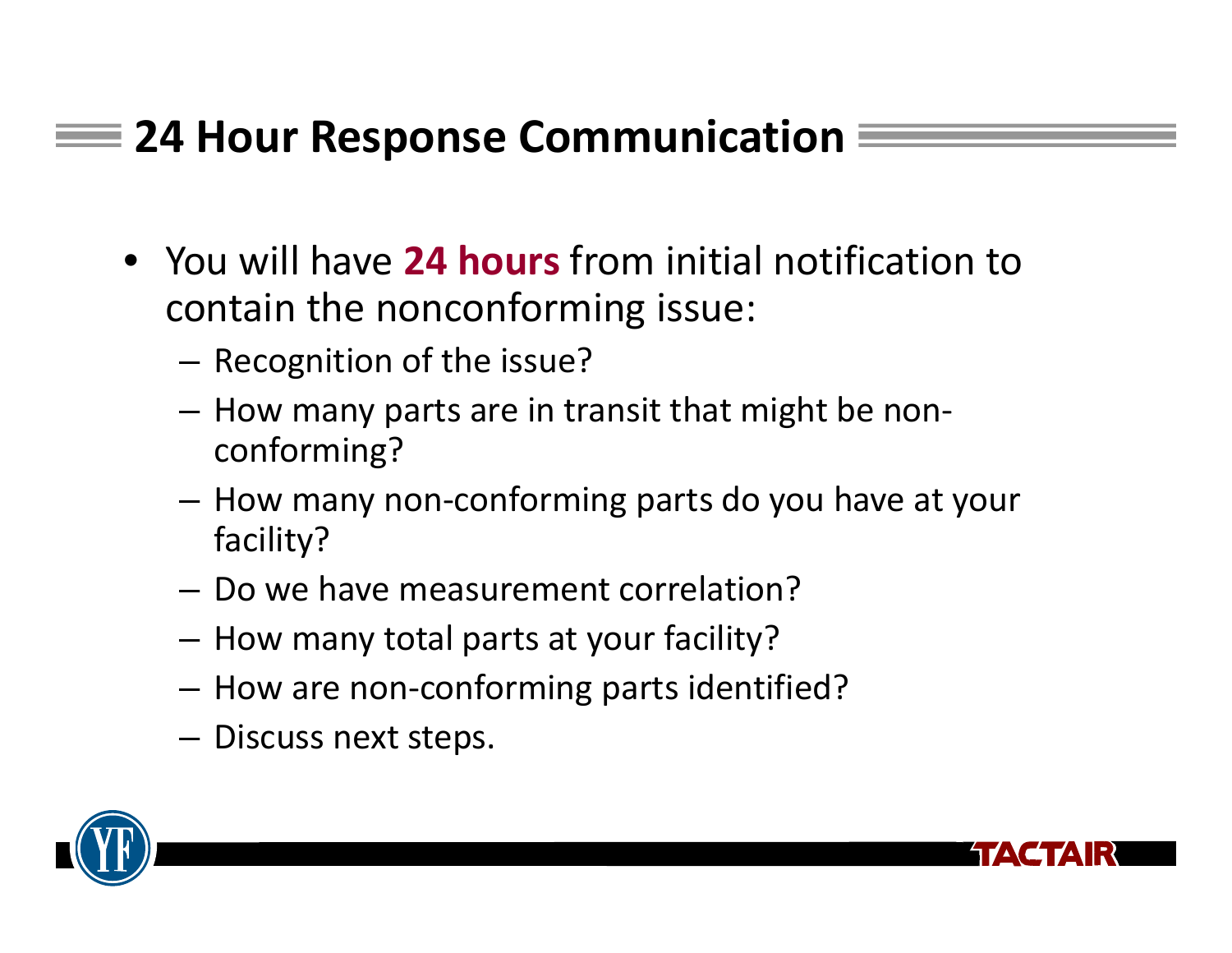## 24 Hour Response Communication

- You will have **24 hours** from initial notification to contain the nonconforming issue:
  - Recognition of the issue?
  - How many parts are in transit that might be non-conforming?
  - How many non-conforming parts do you have at your facility?
  - Do we have measurement correlation?
  - How many total parts at your facility?
  - How are non-conforming parts identified?
  - Discuss next steps.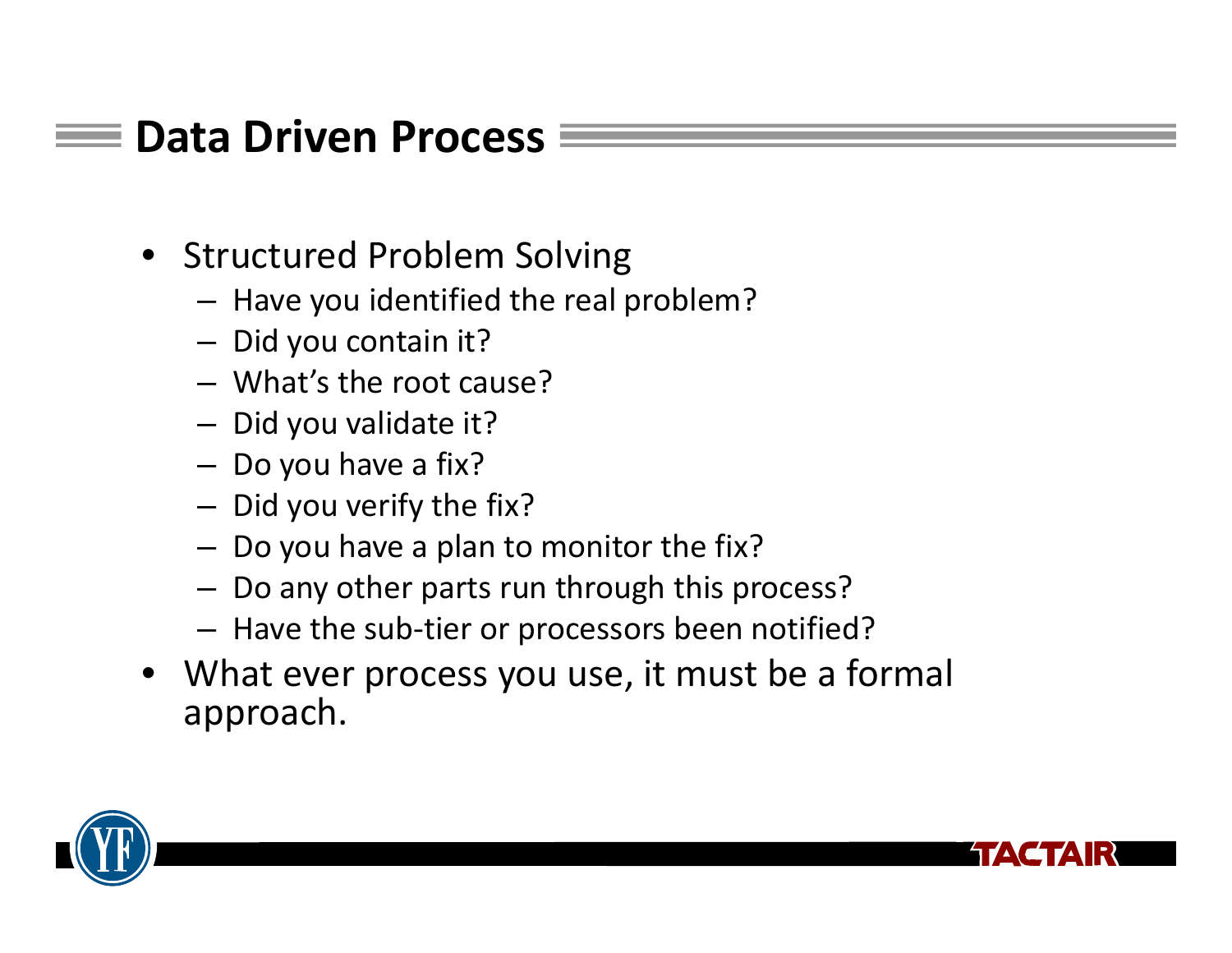## Data Driven Process

- Structured Problem Solving
  - Have you identified the real problem?
  - Did you contain it?
  - What’s the root cause?
  - Did you validate it?
  - Do you have a fix?
  - Did you verify the fix?
  - Do you have a plan to monitor the fix?
  - Do any other parts run through this process?
  - Have the sub-tier or processors been notified?
- What ever process you use, it must be a formal approach.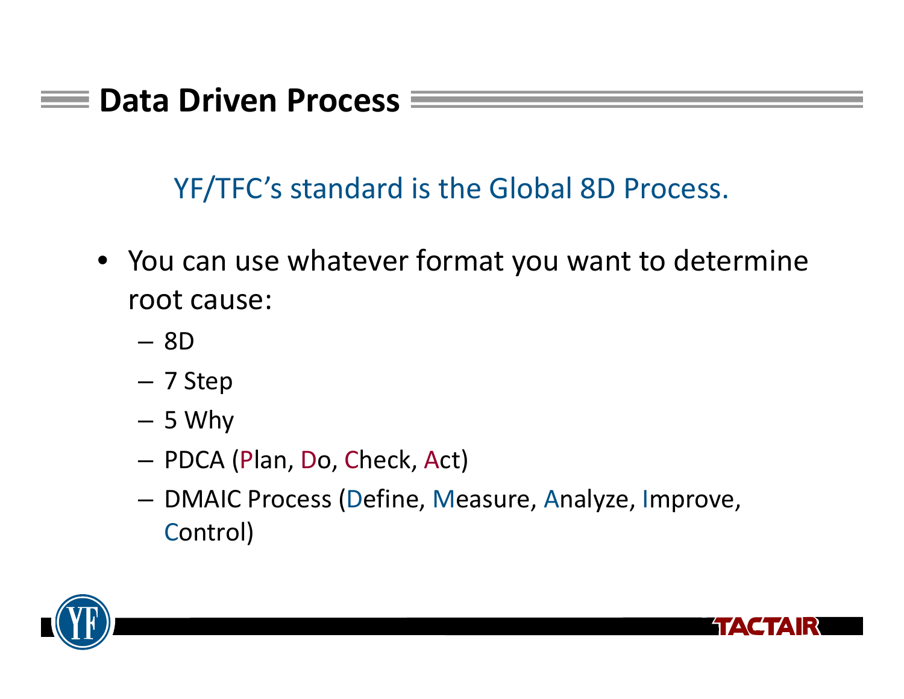# Data Driven Process

YF/TFC's standard is the Global 8D Process.

- You can use whatever format you want to determine root cause:
  - 8D
  - 7 Step
  - 5 Why
  - PDCA (Plan, Do, Check, Act)
  - DMAIC Process (Define, Measure, Analyze, Improve, Control)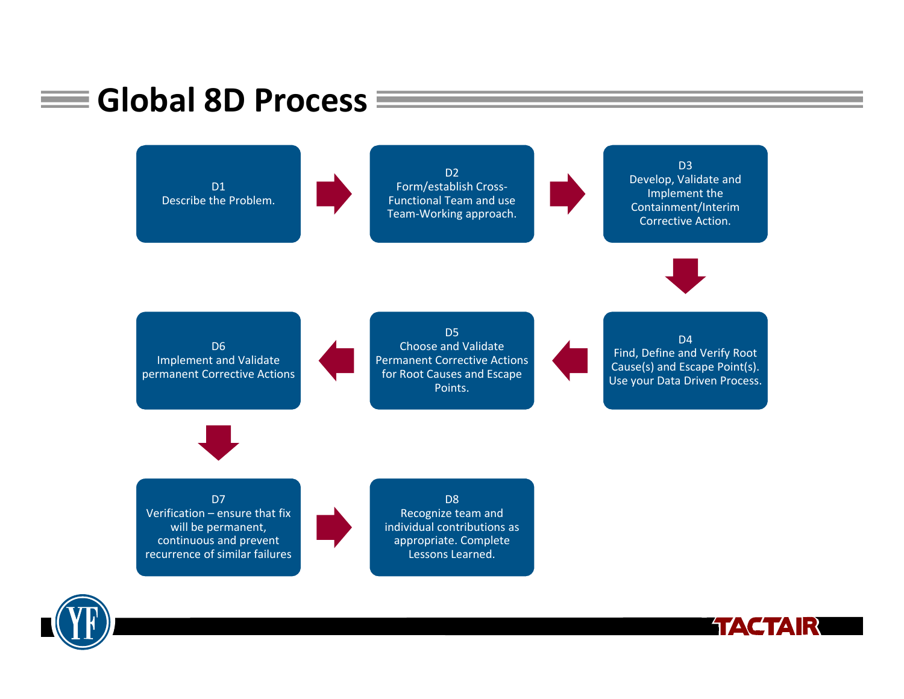# Global 8D Process

**D1**
Describe the Problem.

**D2**
Form/establish Cross-Functional Team and use Team-Working approach.

**D3**
Develop, Validate and Implement the Containment/Interim Corrective Action.

**D4**
Find, Define and Verify Root Cause(s) and Escape Point(s). Use your Data Driven Process.

**D5**
Choose and Validate Permanent Corrective Actions for Root Causes and Escape Points.

**D6**
Implement and Validate permanent Corrective Actions

**D7**
Verification – ensure that fix will be permanent, continuous and prevent recurrence of similar failures

**D8**
Recognize team and individual contributions as appropriate. Complete Lessons Learned.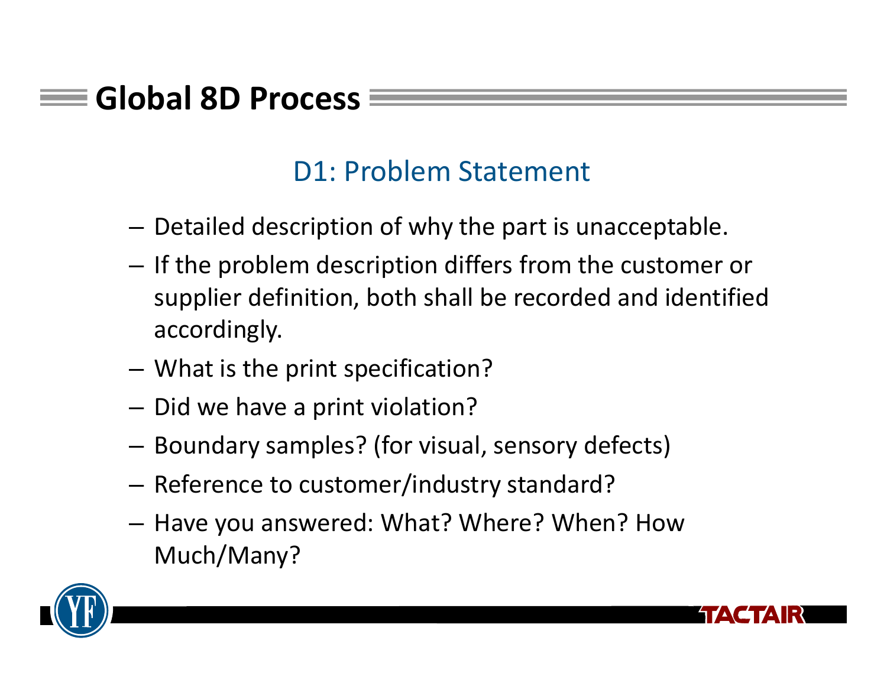# Global 8D Process

## D1: Problem Statement

- Detailed description of why the part is unacceptable.
- If the problem description differs from the customer or supplier definition, both shall be recorded and identified accordingly.
- What is the print specification?
- Did we have a print violation?
- Boundary samples? (for visual, sensory defects)
- Reference to customer/industry standard?
- Have you answered: What? Where? When? How Much/Many?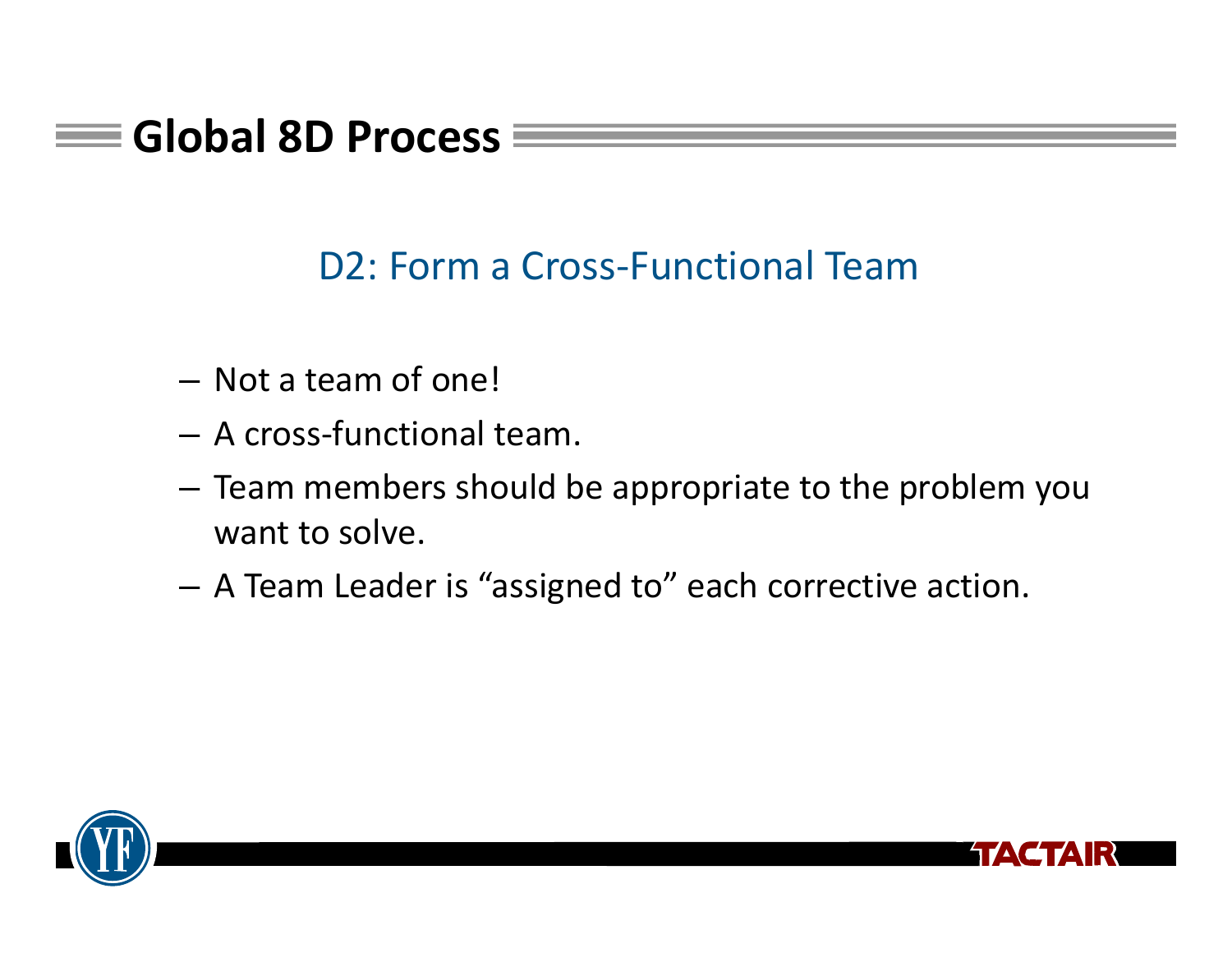# Global 8D Process

## D2: Form a Cross-Functional Team

- Not a team of one!
- A cross-functional team.
- Team members should be appropriate to the problem you want to solve.
- A Team Leader is "assigned to" each corrective action.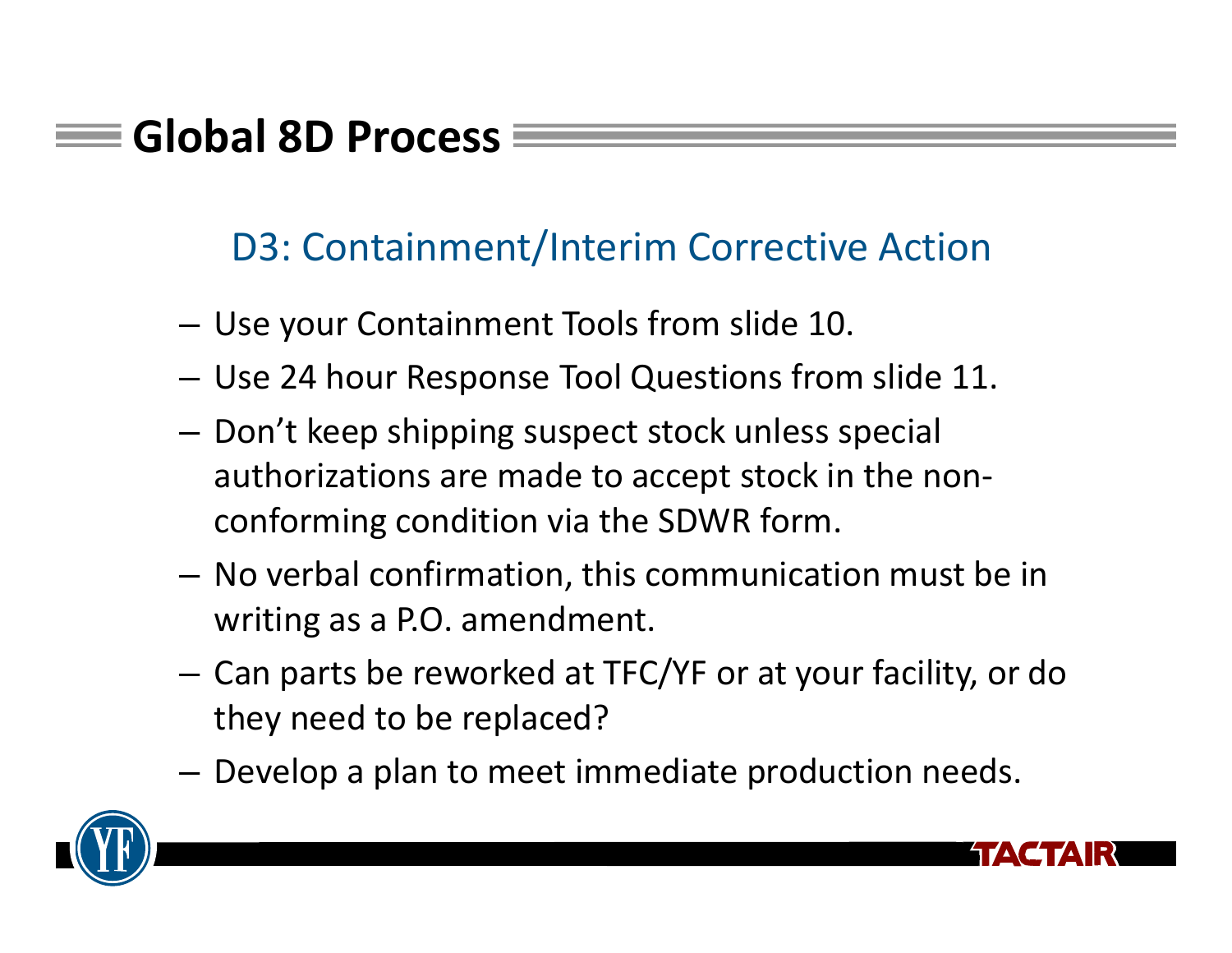# Global 8D Process

## D3: Containment/Interim Corrective Action

- Use your Containment Tools from slide 10.
- Use 24 hour Response Tool Questions from slide 11.
- Don't keep shipping suspect stock unless special authorizations are made to accept stock in the non-conforming condition via the SDWR form.
- No verbal confirmation, this communication must be in writing as a P.O. amendment.
- Can parts be reworked at TFC/YF or at your facility, or do they need to be replaced?
- Develop a plan to meet immediate production needs.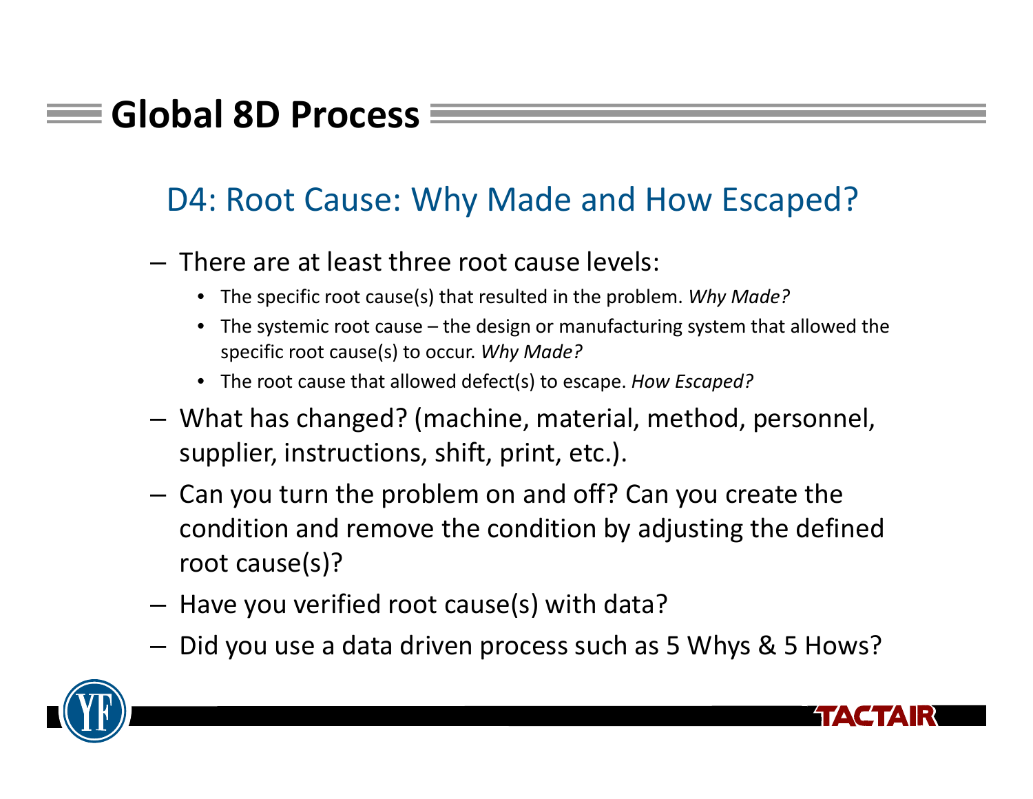# Global 8D Process

## D4: Root Cause: Why Made and How Escaped?

- There are at least three root cause levels:
  - The specific root cause(s) that resulted in the problem. *Why Made?*
  - The systemic root cause – the design or manufacturing system that allowed the specific root cause(s) to occur. *Why Made?*
  - The root cause that allowed defect(s) to escape. *How Escaped?*
- What has changed? (machine, material, method, personnel, supplier, instructions, shift, print, etc.).
- Can you turn the problem on and off? Can you create the condition and remove the condition by adjusting the defined root cause(s)?
- Have you verified root cause(s) with data?
- Did you use a data driven process such as 5 Whys & 5 Hows?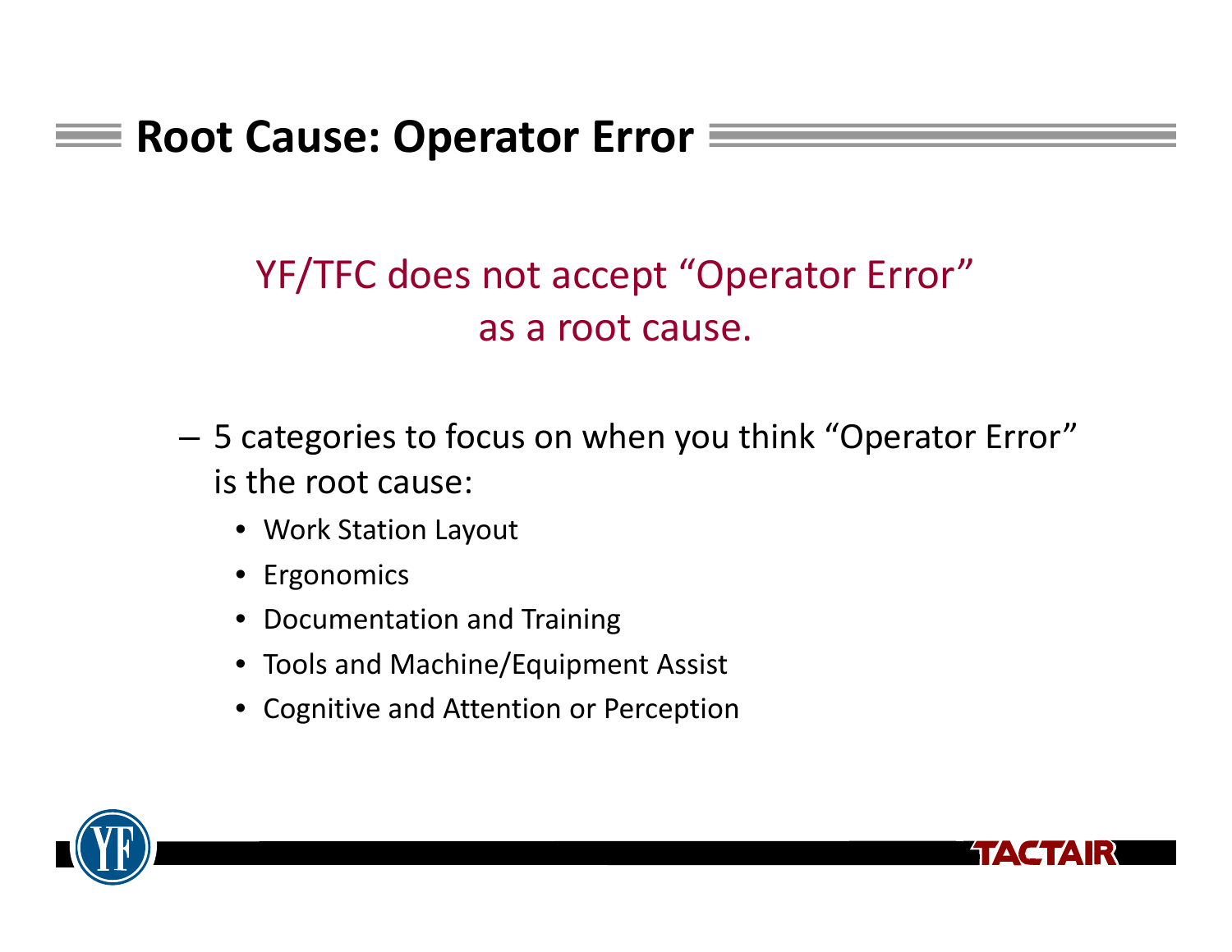# Root Cause: Operator Error

YF/TFC does not accept "Operator Error" as a root cause.

- 5 categories to focus on when you think "Operator Error" is the root cause:
  - Work Station Layout
  - Ergonomics
  - Documentation and Training
  - Tools and Machine/Equipment Assist
  - Cognitive and Attention or Perception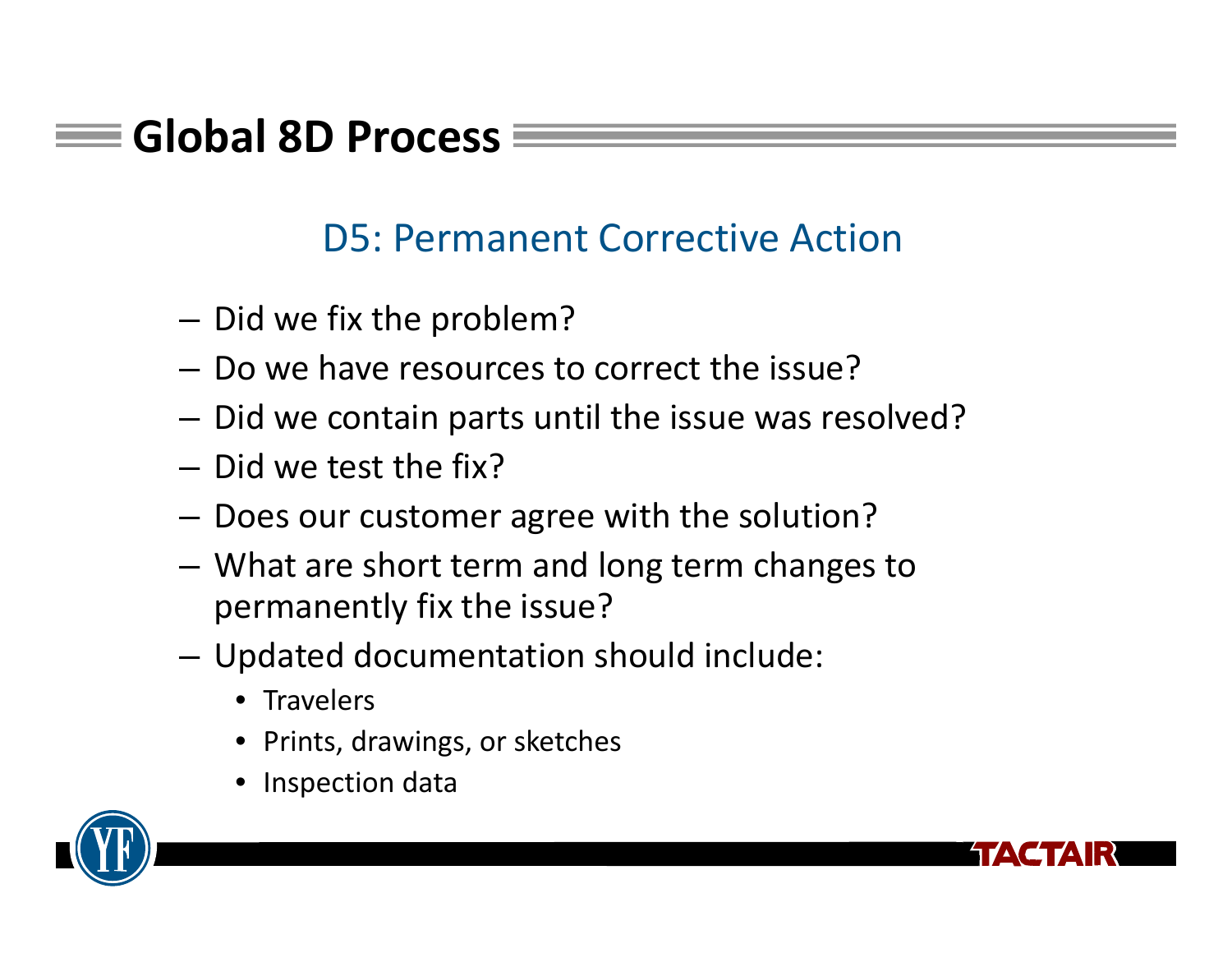# Global 8D Process

## D5: Permanent Corrective Action

- Did we fix the problem?
- Do we have resources to correct the issue?
- Did we contain parts until the issue was resolved?
- Did we test the fix?
- Does our customer agree with the solution?
- What are short term and long term changes to permanently fix the issue?
- Updated documentation should include:
  - Travelers
  - Prints, drawings, or sketches
  - Inspection data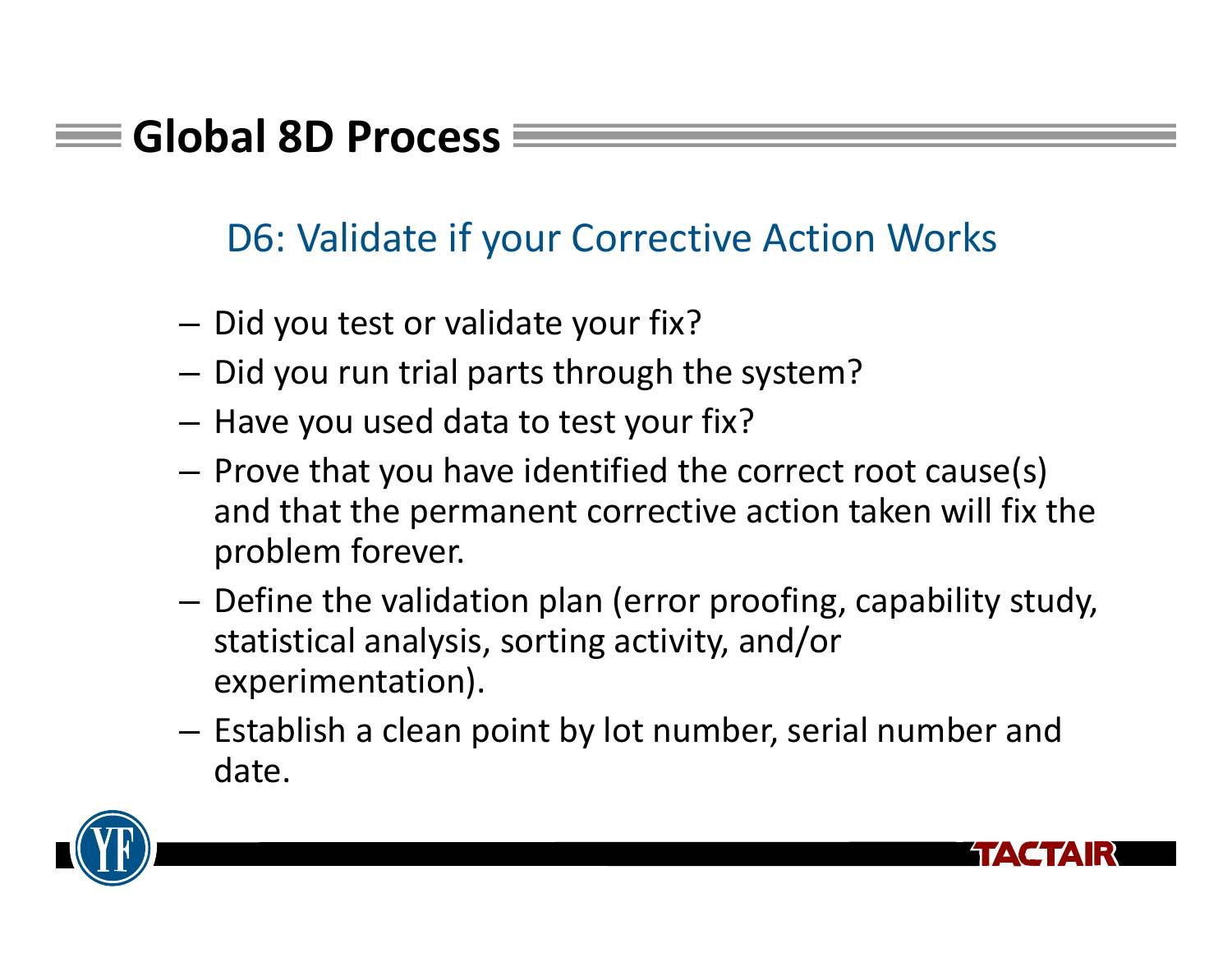# Global 8D Process

## D6: Validate if your Corrective Action Works

- Did you test or validate your fix?
- Did you run trial parts through the system?
- Have you used data to test your fix?
- Prove that you have identified the correct root cause(s) and that the permanent corrective action taken will fix the problem forever.
- Define the validation plan (error proofing, capability study, statistical analysis, sorting activity, and/or experimentation).
- Establish a clean point by lot number, serial number and date.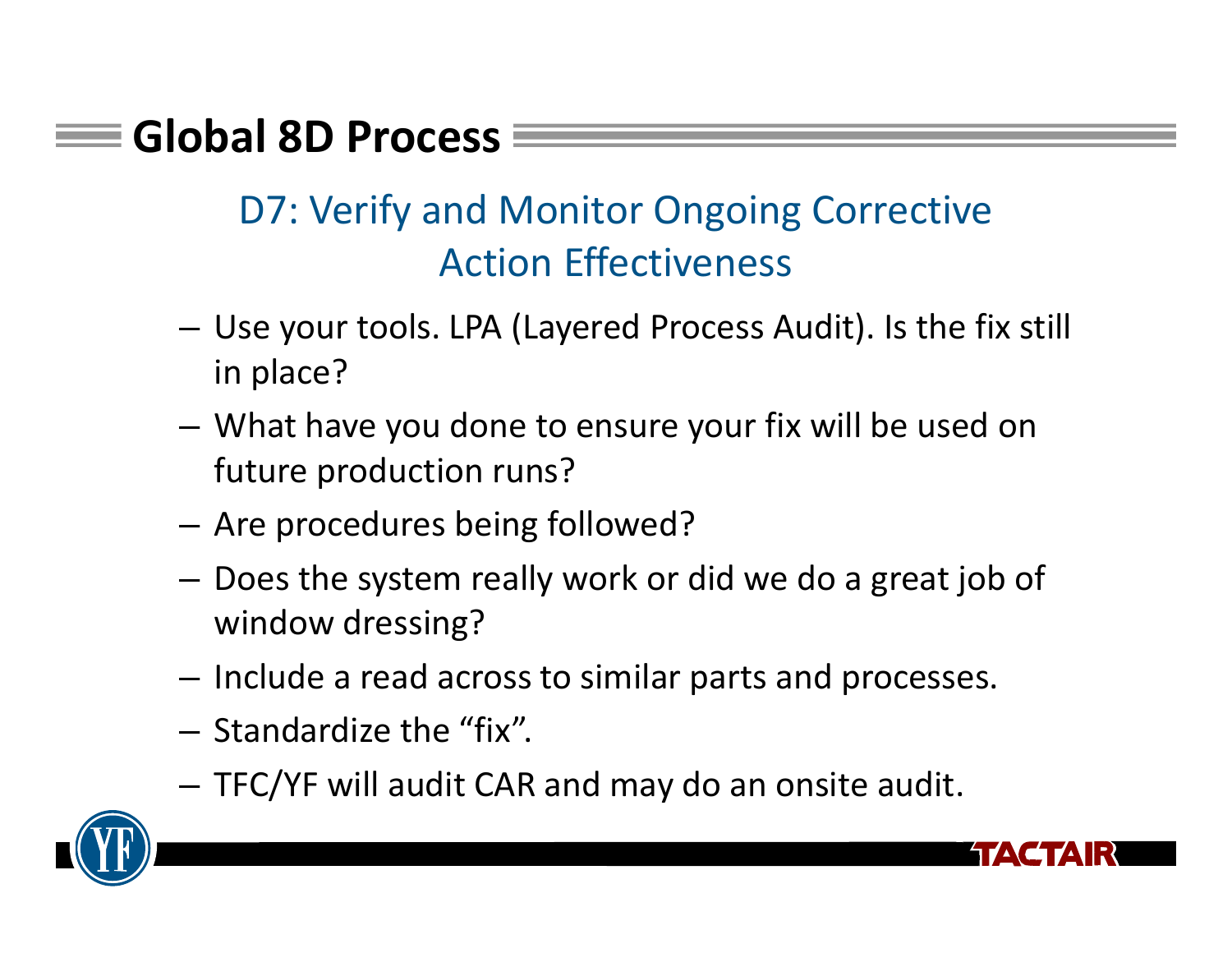# Global 8D Process

## D7: Verify and Monitor Ongoing Corrective Action Effectiveness

- Use your tools. LPA (Layered Process Audit). Is the fix still in place?
- What have you done to ensure your fix will be used on future production runs?
- Are procedures being followed?
- Does the system really work or did we do a great job of window dressing?
- Include a read across to similar parts and processes.
- Standardize the "fix".
- TFC/YF will audit CAR and may do an onsite audit.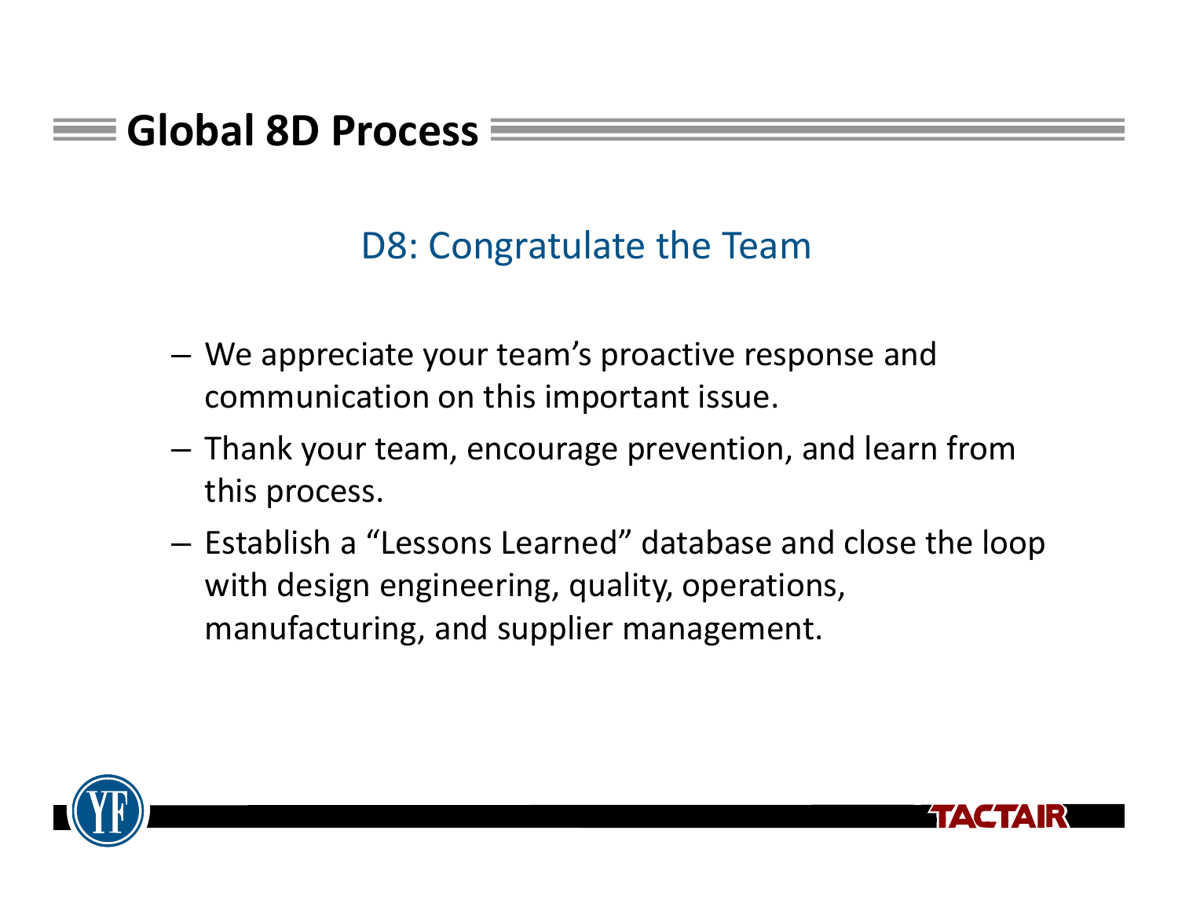# Global 8D Process

## D8: Congratulate the Team

- We appreciate your team's proactive response and communication on this important issue.
- Thank your team, encourage prevention, and learn from this process.
- Establish a "Lessons Learned" database and close the loop with design engineering, quality, operations, manufacturing, and supplier management.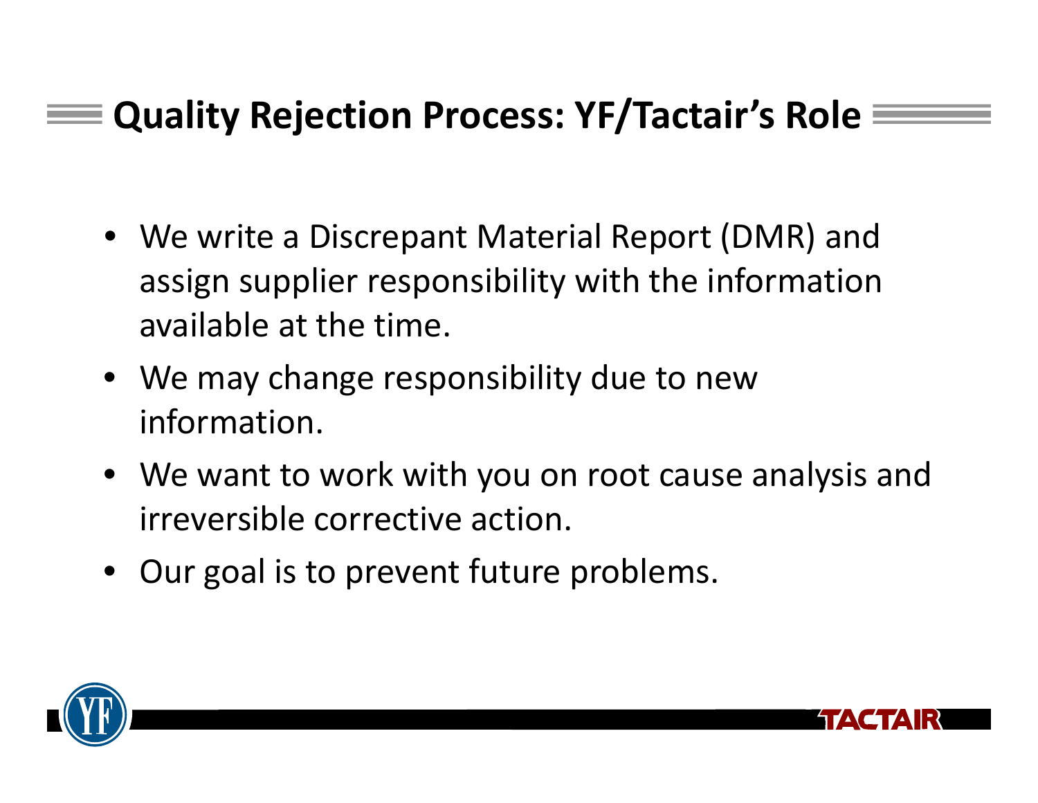## Quality Rejection Process: YF/Tactair's Role

- We write a Discrepant Material Report (DMR) and assign supplier responsibility with the information available at the time.
- We may change responsibility due to new information.
- We want to work with you on root cause analysis and irreversible corrective action.
- Our goal is to prevent future problems.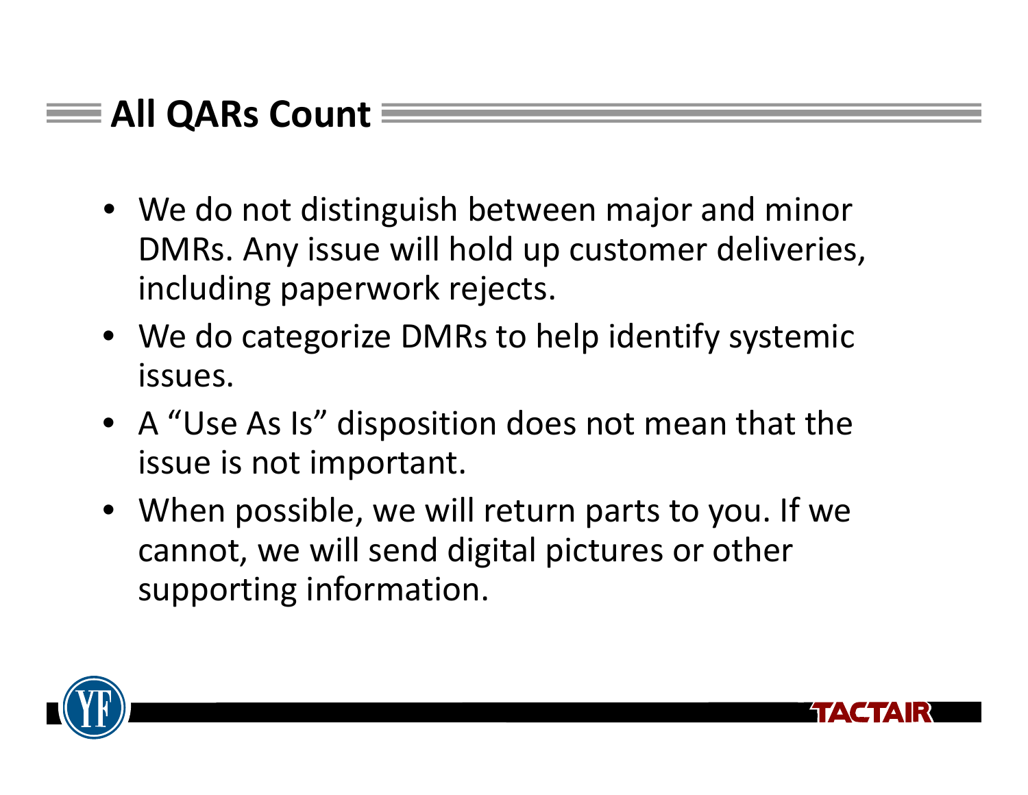## All QARs Count

- We do not distinguish between major and minor DMRs. Any issue will hold up customer deliveries, including paperwork rejects.
- We do categorize DMRs to help identify systemic issues.
- A “Use As Is” disposition does not mean that the issue is not important.
- When possible, we will return parts to you. If we cannot, we will send digital pictures or other supporting information.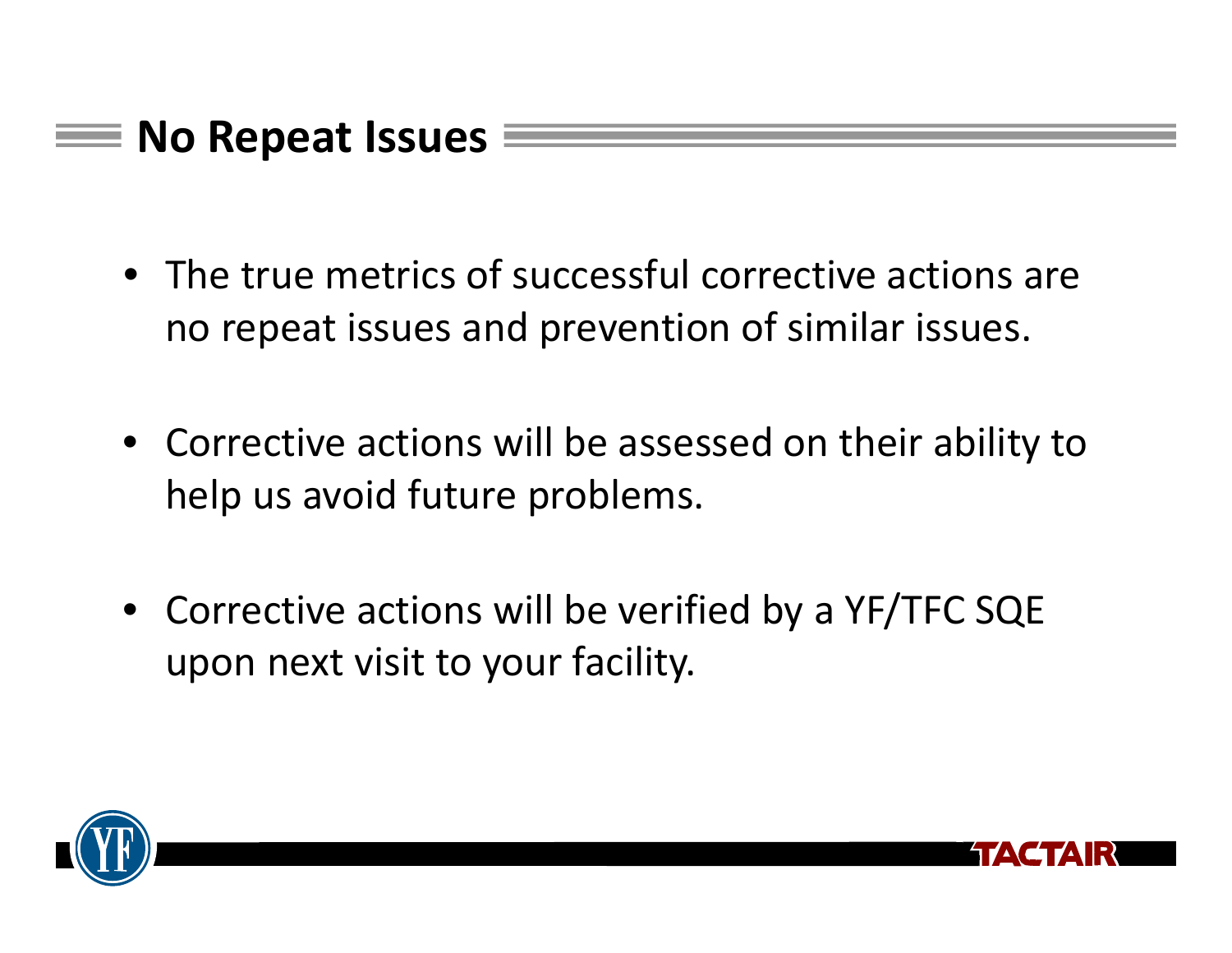## No Repeat Issues

- The true metrics of successful corrective actions are no repeat issues and prevention of similar issues.
- Corrective actions will be assessed on their ability to help us avoid future problems.
- Corrective actions will be verified by a YF/TFC SQE upon next visit to your facility.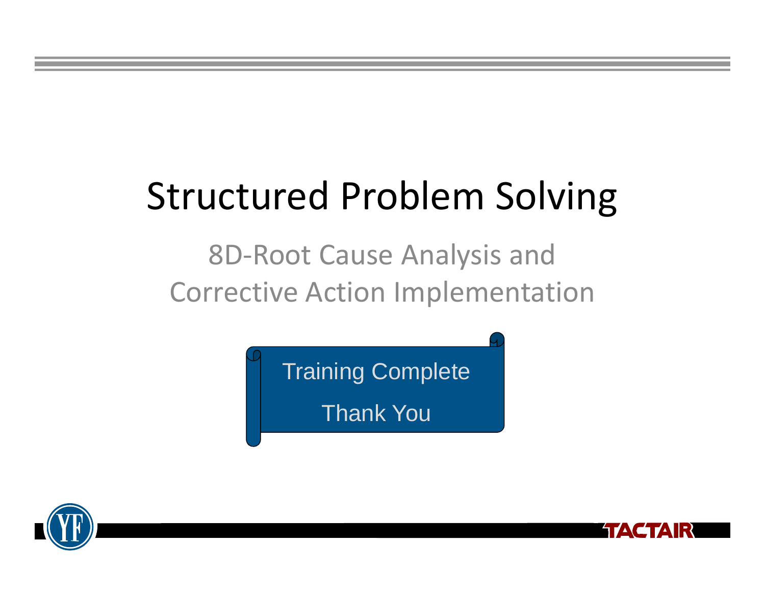# Structured Problem Solving

## 8D-Root Cause Analysis and Corrective Action Implementation

Training Complete

Thank You